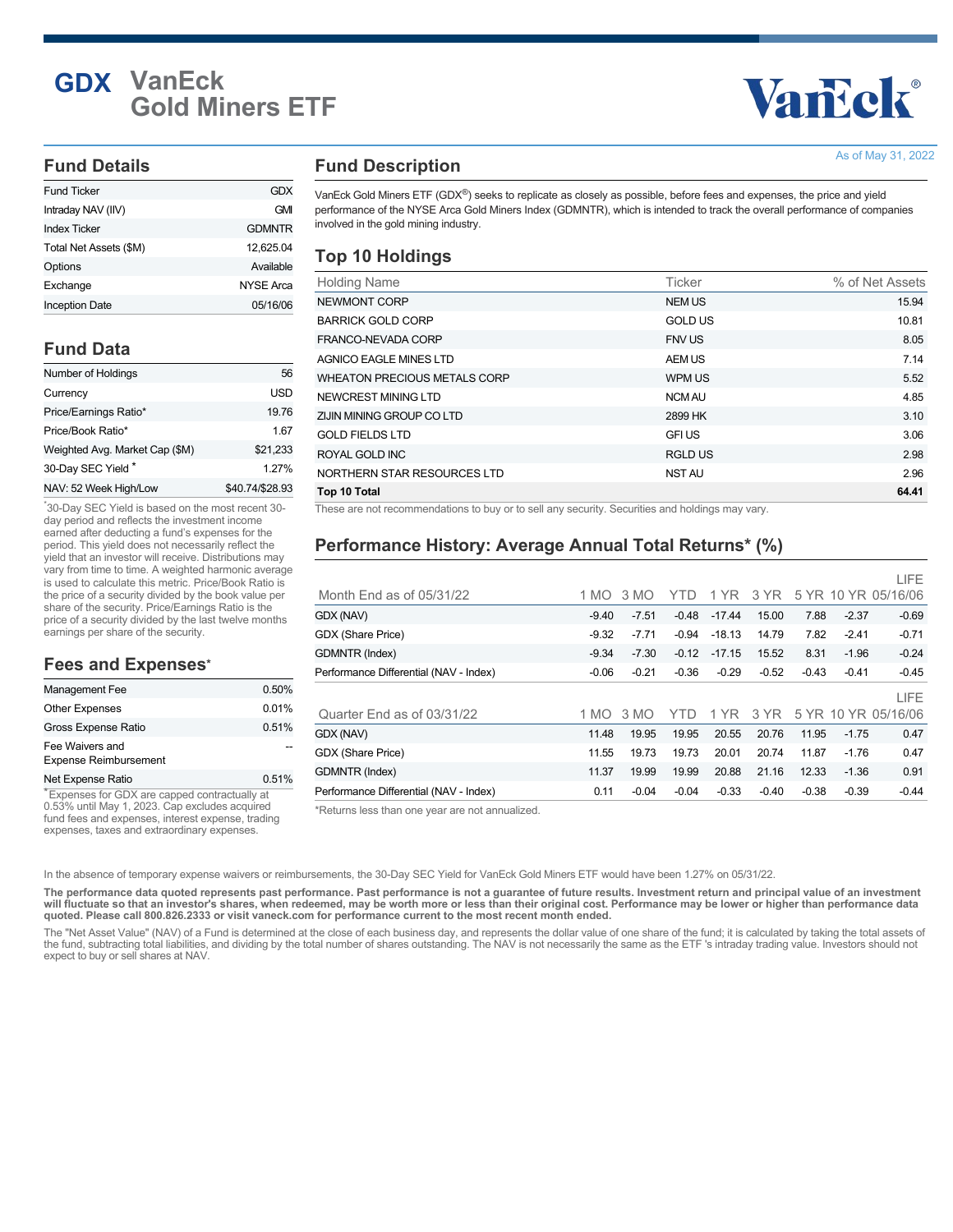# GDX VanEck Gold Miners ETF

As of May 31, 2022

## Fund Details

| Fund Ticker | GDX |
|---|---|
| Intraday NAV (IIV) | GMI |
| Index Ticker | GDMNTR |
| Total Net Assets ($M) | 12,625.04 |
| Options | Available |
| Exchange | NYSE Arca |
| Inception Date | 05/16/06 |

## Fund Data

| Number of Holdings | 56 |
|---|---|
| Currency | USD |
| Price/Earnings Ratio* | 19.76 |
| Price/Book Ratio* | 1.67 |
| Weighted Avg. Market Cap ($M) | $21,233 |
| 30-Day SEC Yield * | 1.27% |
| NAV: 52 Week High/Low | $40.74/$28.93 |

*30-Day SEC Yield is based on the most recent 30-day period and reflects the investment income earned after deducting a fund's expenses for the period. This yield does not necessarily reflect the yield that an investor will receive. Distributions may vary from time to time. A weighted harmonic average is used to calculate this metric. Price/Book Ratio is the price of a security divided by the book value per share of the security. Price/Earnings Ratio is the price of a security divided by the last twelve months earnings per share of the security.

## Fees and Expenses*

| Management Fee | 0.50% |
|---|---|
| Other Expenses | 0.01% |
| Gross Expense Ratio | 0.51% |
| Fee Waivers and Expense Reimbursement | -- |
| Net Expense Ratio | 0.51% |

*Expenses for GDX are capped contractually at 0.53% until May 1, 2023. Cap excludes acquired fund fees and expenses, interest expense, trading expenses, taxes and extraordinary expenses.

## Fund Description

VanEck Gold Miners ETF (GDX®) seeks to replicate as closely as possible, before fees and expenses, the price and yield performance of the NYSE Arca Gold Miners Index (GDMNTR), which is intended to track the overall performance of companies involved in the gold mining industry.

## Top 10 Holdings

| Holding Name | Ticker | % of Net Assets |
|---|---|---|
| NEWMONT CORP | NEM US | 15.94 |
| BARRICK GOLD CORP | GOLD US | 10.81 |
| FRANCO-NEVADA CORP | FNV US | 8.05 |
| AGNICO EAGLE MINES LTD | AEM US | 7.14 |
| WHEATON PRECIOUS METALS CORP | WPM US | 5.52 |
| NEWCREST MINING LTD | NCM AU | 4.85 |
| ZIJIN MINING GROUP CO LTD | 2899 HK | 3.10 |
| GOLD FIELDS LTD | GFI US | 3.06 |
| ROYAL GOLD INC | RGLD US | 2.98 |
| NORTHERN STAR RESOURCES LTD | NST AU | 2.96 |
| **Top 10 Total** | | **64.41** |

These are not recommendations to buy or to sell any security. Securities and holdings may vary.

## Performance History: Average Annual Total Returns* (%)

| Month End as of 05/31/22 | 1 MO | 3 MO | YTD | 1 YR | 3 YR | 5 YR | 10 YR | LIFE 05/16/06 |
|---|---|---|---|---|---|---|---|---|
| GDX (NAV) | -9.40 | -7.51 | -0.48 | -17.44 | 15.00 | 7.88 | -2.37 | -0.69 |
| GDX (Share Price) | -9.32 | -7.71 | -0.94 | -18.13 | 14.79 | 7.82 | -2.41 | -0.71 |
| GDMNTR (Index) | -9.34 | -7.30 | -0.12 | -17.15 | 15.52 | 8.31 | -1.96 | -0.24 |
| Performance Differential (NAV - Index) | -0.06 | -0.21 | -0.36 | -0.29 | -0.52 | -0.43 | -0.41 | -0.45 |

| Quarter End as of 03/31/22 | 1 MO | 3 MO | YTD | 1 YR | 3 YR | 5 YR | 10 YR | LIFE 05/16/06 |
|---|---|---|---|---|---|---|---|---|
| GDX (NAV) | 11.48 | 19.95 | 19.95 | 20.55 | 20.76 | 11.95 | -1.75 | 0.47 |
| GDX (Share Price) | 11.55 | 19.73 | 19.73 | 20.01 | 20.74 | 11.87 | -1.76 | 0.47 |
| GDMNTR (Index) | 11.37 | 19.99 | 19.99 | 20.88 | 21.16 | 12.33 | -1.36 | 0.91 |
| Performance Differential (NAV - Index) | 0.11 | -0.04 | -0.04 | -0.33 | -0.40 | -0.38 | -0.39 | -0.44 |

*Returns less than one year are not annualized.

In the absence of temporary expense waivers or reimbursements, the 30-Day SEC Yield for VanEck Gold Miners ETF would have been 1.27% on 05/31/22.

**The performance data quoted represents past performance. Past performance is not a guarantee of future results. Investment return and principal value of an investment will fluctuate so that an investor's shares, when redeemed, may be worth more or less than their original cost. Performance may be lower or higher than performance data quoted. Please call 800.826.2333 or visit vaneck.com for performance current to the most recent month ended.**

The "Net Asset Value" (NAV) of a Fund is determined at the close of each business day, and represents the dollar value of one share of the fund; it is calculated by taking the total assets of the fund, subtracting total liabilities, and dividing by the total number of shares outstanding. The NAV is not necessarily the same as the ETF 's intraday trading value. Investors should not expect to buy or sell shares at NAV.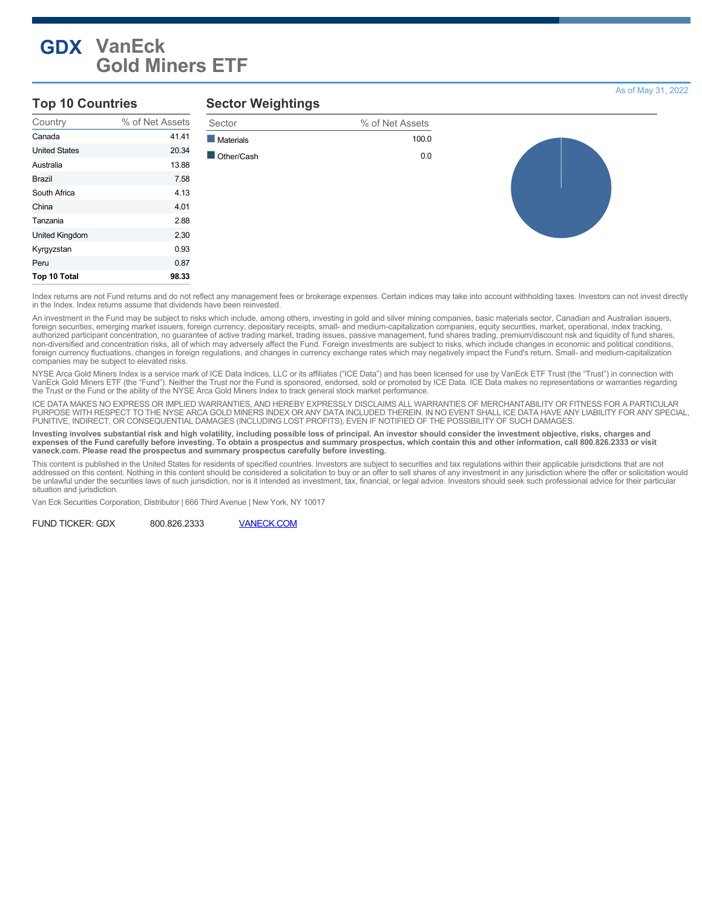# GDX VanEck Gold Miners ETF

As of May 31, 2022

## Top 10 Countries

| Country | % of Net Assets |
|---|---|
| Canada | 41.41 |
| United States | 20.34 |
| Australia | 13.88 |
| Brazil | 7.58 |
| South Africa | 4.13 |
| China | 4.01 |
| Tanzania | 2.88 |
| United Kingdom | 2.30 |
| Kyrgyzstan | 0.93 |
| Peru | 0.87 |
| **Top 10 Total** | **98.33** |

## Sector Weightings

| Sector | % of Net Assets |
|---|---|
| Materials | 100.0 |
| Other/Cash | 0.0 |

Index returns are not Fund returns and do not reflect any management fees or brokerage expenses. Certain indices may take into account withholding taxes. Investors can not invest directly in the Index. Index returns assume that dividends have been reinvested.

An investment in the Fund may be subject to risks which include, among others, investing in gold and silver mining companies, basic materials sector, Canadian and Australian issuers, foreign securities, emerging market issuers, foreign currency, depositary receipts, small- and medium-capitalization companies, equity securities, market, operational, index tracking, authorized participant concentration, no guarantee of active trading market, trading issues, passive management, fund shares trading, premium/discount risk and liquidity of fund shares, non-diversified and concentration risks, all of which may adversely affect the Fund. Foreign investments are subject to risks, which include changes in economic and political conditions, foreign currency fluctuations, changes in foreign regulations, and changes in currency exchange rates which may negatively impact the Fund's return. Small- and medium-capitalization companies may be subject to elevated risks.

NYSE Arca Gold Miners Index is a service mark of ICE Data Indices, LLC or its affiliates ("ICE Data") and has been licensed for use by VanEck ETF Trust (the "Trust") in connection with VanEck Gold Miners ETF (the "Fund"). Neither the Trust nor the Fund is sponsored, endorsed, sold or promoted by ICE Data. ICE Data makes no representations or warranties regarding the Trust or the Fund or the ability of the NYSE Arca Gold Miners Index to track general stock market performance.

ICE DATA MAKES NO EXPRESS OR IMPLIED WARRANTIES, AND HEREBY EXPRESSLY DISCLAIMS ALL WARRANTIES OF MERCHANTABILITY OR FITNESS FOR A PARTICULAR PURPOSE WITH RESPECT TO THE NYSE ARCA GOLD MINERS INDEX OR ANY DATA INCLUDED THEREIN. IN NO EVENT SHALL ICE DATA HAVE ANY LIABILITY FOR ANY SPECIAL, PUNITIVE, INDIRECT, OR CONSEQUENTIAL DAMAGES (INCLUDING LOST PROFITS), EVEN IF NOTIFIED OF THE POSSIBILITY OF SUCH DAMAGES.

**Investing involves substantial risk and high volatility, including possible loss of principal. An investor should consider the investment objective, risks, charges and expenses of the Fund carefully before investing. To obtain a prospectus and summary prospectus, which contain this and other information, call 800.826.2333 or visit vaneck.com. Please read the prospectus and summary prospectus carefully before investing.**

This content is published in the United States for residents of specified countries. Investors are subject to securities and tax regulations within their applicable jurisdictions that are not addressed on this content. Nothing in this content should be considered a solicitation to buy or an offer to sell shares of any investment in any jurisdiction where the offer or solicitation would be unlawful under the securities laws of such jurisdiction, nor is it intended as investment, tax, financial, or legal advice. Investors should seek such professional advice for their particular situation and jurisdiction.

Van Eck Securities Corporation, Distributor | 666 Third Avenue | New York, NY 10017

FUND TICKER: GDX 800.826.2333 VANECK.COM